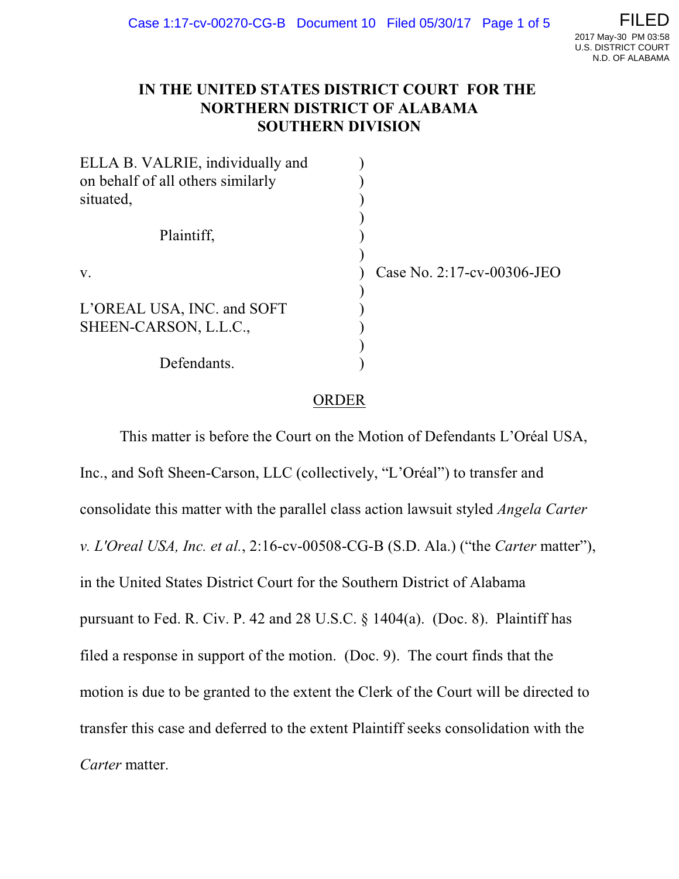# IN THE UNITED STATES DISTRICT COURT FOR THE NORTHERN DISTRICT OF ALABAMA SOUTHERN DIVISION

| | | |
|---|---|---|
| ELLA B. VALRIE, individually and on behalf of all others similarly situated, | ) | |
| Plaintiff, | ) | |
| v. | ) | Case No. 2:17-cv-00306-JEO |
| L'OREAL USA, INC. and SOFT SHEEN-CARSON, L.L.C., | ) | |
| Defendants. | ) | |

## ORDER

This matter is before the Court on the Motion of Defendants L'Oréal USA, Inc., and Soft Sheen-Carson, LLC (collectively, "L'Oréal") to transfer and consolidate this matter with the parallel class action lawsuit styled *Angela Carter v. L'Oreal USA, Inc. et al.*, 2:16-cv-00508-CG-B (S.D. Ala.) ("the *Carter* matter"), in the United States District Court for the Southern District of Alabama pursuant to Fed. R. Civ. P. 42 and 28 U.S.C. § 1404(a). (Doc. 8). Plaintiff has filed a response in support of the motion. (Doc. 9). The court finds that the motion is due to be granted to the extent the Clerk of the Court will be directed to transfer this case and deferred to the extent Plaintiff seeks consolidation with the *Carter* matter.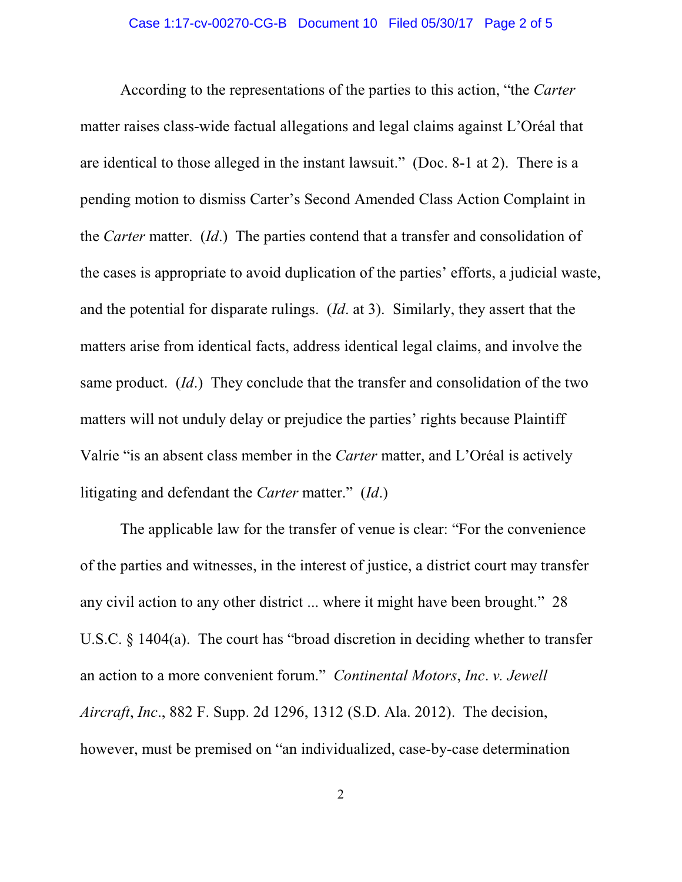According to the representations of the parties to this action, "the *Carter* matter raises class-wide factual allegations and legal claims against L'Oréal that are identical to those alleged in the instant lawsuit." (Doc. 8-1 at 2). There is a pending motion to dismiss Carter's Second Amended Class Action Complaint in the *Carter* matter. (*Id*.) The parties contend that a transfer and consolidation of the cases is appropriate to avoid duplication of the parties' efforts, a judicial waste, and the potential for disparate rulings. (*Id*. at 3). Similarly, they assert that the matters arise from identical facts, address identical legal claims, and involve the same product. (*Id*.) They conclude that the transfer and consolidation of the two matters will not unduly delay or prejudice the parties' rights because Plaintiff Valrie "is an absent class member in the *Carter* matter, and L'Oréal is actively litigating and defendant the *Carter* matter." (*Id*.)

The applicable law for the transfer of venue is clear: "For the convenience of the parties and witnesses, in the interest of justice, a district court may transfer any civil action to any other district ... where it might have been brought." 28 U.S.C. § 1404(a). The court has "broad discretion in deciding whether to transfer an action to a more convenient forum." *Continental Motors*, *Inc*. *v. Jewell Aircraft*, *Inc*., 882 F. Supp. 2d 1296, 1312 (S.D. Ala. 2012). The decision, however, must be premised on "an individualized, case-by-case determination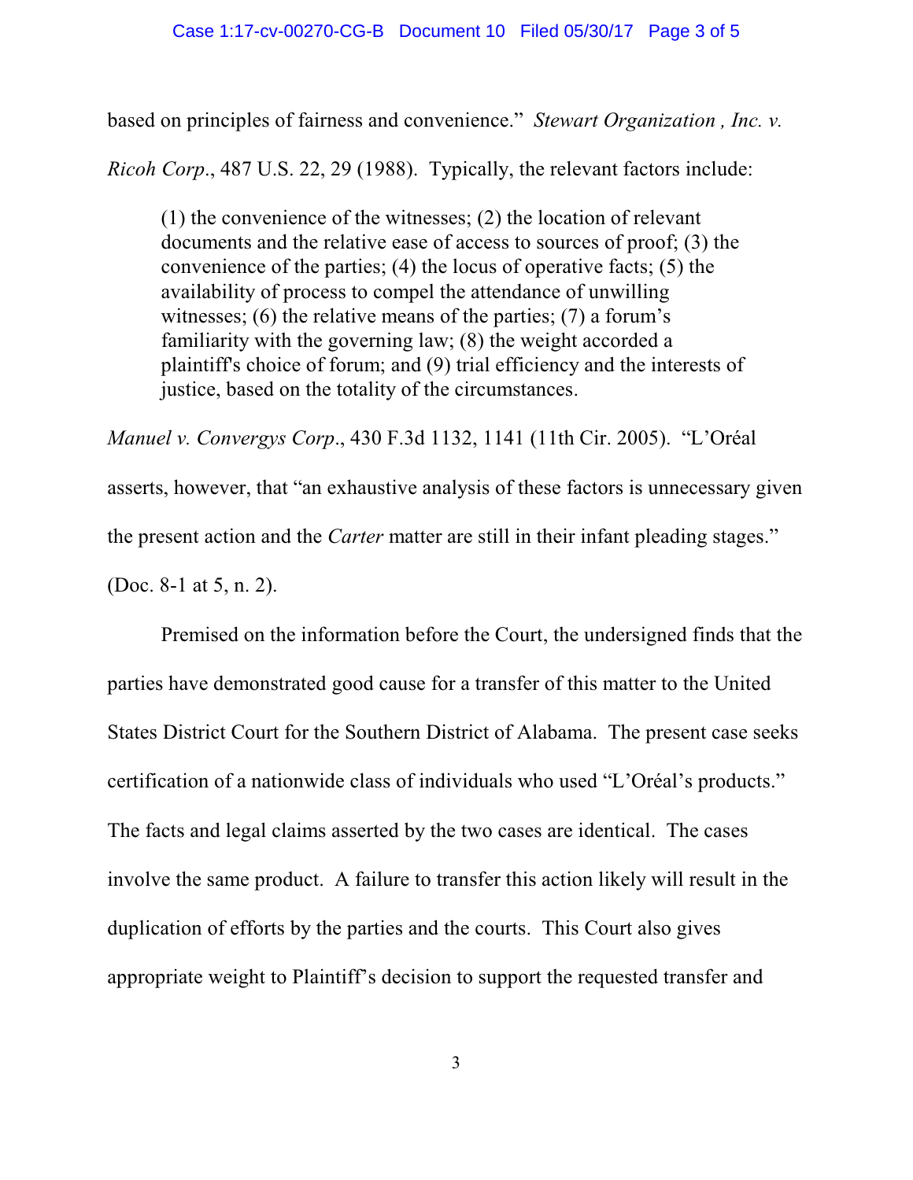based on principles of fairness and convenience." *Stewart Organization , Inc. v. Ricoh Corp*., 487 U.S. 22, 29 (1988). Typically, the relevant factors include:

> (1) the convenience of the witnesses; (2) the location of relevant documents and the relative ease of access to sources of proof; (3) the convenience of the parties; (4) the locus of operative facts; (5) the availability of process to compel the attendance of unwilling witnesses; (6) the relative means of the parties; (7) a forum's familiarity with the governing law; (8) the weight accorded a plaintiff's choice of forum; and (9) trial efficiency and the interests of justice, based on the totality of the circumstances.

*Manuel v. Convergys Corp*., 430 F.3d 1132, 1141 (11th Cir. 2005). "L'Oréal asserts, however, that "an exhaustive analysis of these factors is unnecessary given the present action and the *Carter* matter are still in their infant pleading stages." (Doc. 8-1 at 5, n. 2).

Premised on the information before the Court, the undersigned finds that the parties have demonstrated good cause for a transfer of this matter to the United States District Court for the Southern District of Alabama. The present case seeks certification of a nationwide class of individuals who used "L'Oréal's products." The facts and legal claims asserted by the two cases are identical. The cases involve the same product. A failure to transfer this action likely will result in the duplication of efforts by the parties and the courts. This Court also gives appropriate weight to Plaintiff's decision to support the requested transfer and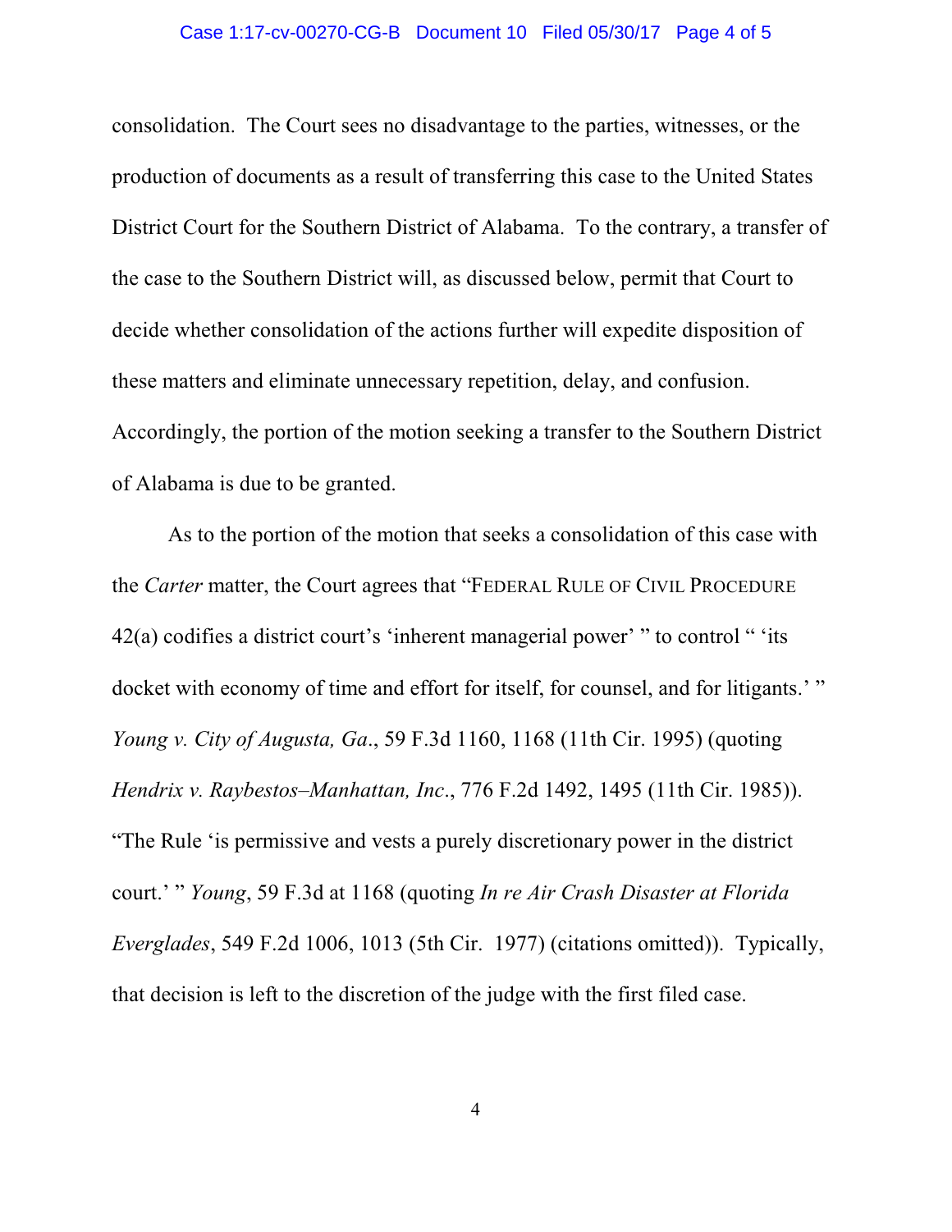consolidation. The Court sees no disadvantage to the parties, witnesses, or the production of documents as a result of transferring this case to the United States District Court for the Southern District of Alabama. To the contrary, a transfer of the case to the Southern District will, as discussed below, permit that Court to decide whether consolidation of the actions further will expedite disposition of these matters and eliminate unnecessary repetition, delay, and confusion. Accordingly, the portion of the motion seeking a transfer to the Southern District of Alabama is due to be granted.

As to the portion of the motion that seeks a consolidation of this case with the *Carter* matter, the Court agrees that "FEDERAL RULE OF CIVIL PROCEDURE 42(a) codifies a district court's 'inherent managerial power' " to control " 'its docket with economy of time and effort for itself, for counsel, and for litigants.' " *Young v. City of Augusta, Ga*., 59 F.3d 1160, 1168 (11th Cir. 1995) (quoting *Hendrix v. Raybestos–Manhattan, Inc*., 776 F.2d 1492, 1495 (11th Cir. 1985)). "The Rule 'is permissive and vests a purely discretionary power in the district court.' " *Young*, 59 F.3d at 1168 (quoting *In re Air Crash Disaster at Florida Everglades*, 549 F.2d 1006, 1013 (5th Cir. 1977) (citations omitted)). Typically, that decision is left to the discretion of the judge with the first filed case.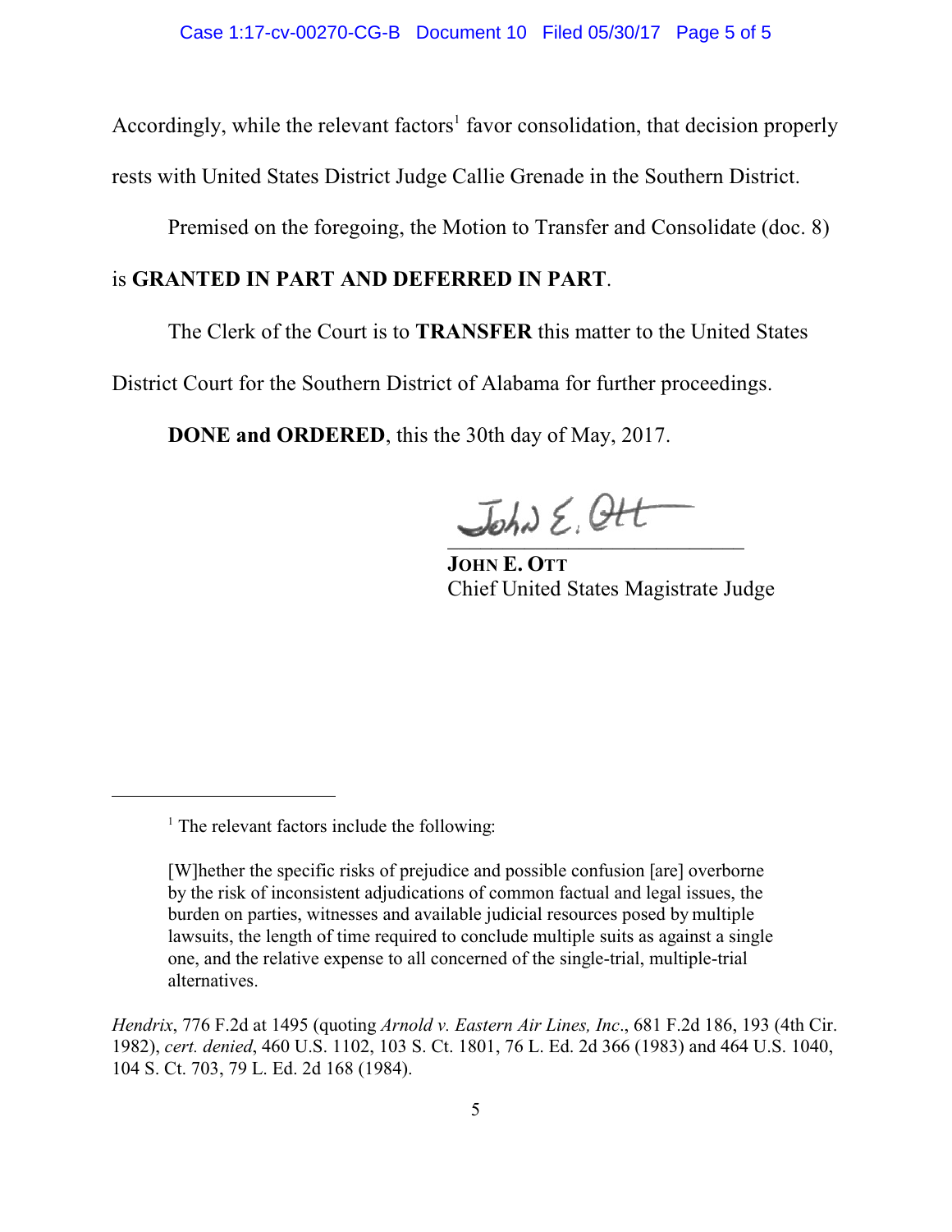Accordingly, while the relevant factors[1] favor consolidation, that decision properly rests with United States District Judge Callie Grenade in the Southern District.

Premised on the foregoing, the Motion to Transfer and Consolidate (doc. 8) is **GRANTED IN PART AND DEFERRED IN PART**.

The Clerk of the Court is to **TRANSFER** this matter to the United States District Court for the Southern District of Alabama for further proceedings.

**DONE and ORDERED**, this the 30th day of May, 2017.

John E. Ott
**JOHN E. OTT**
Chief United States Magistrate Judge

---

[1] The relevant factors include the following:

> [W]hether the specific risks of prejudice and possible confusion [are] overborne by the risk of inconsistent adjudications of common factual and legal issues, the burden on parties, witnesses and available judicial resources posed by multiple lawsuits, the length of time required to conclude multiple suits as against a single one, and the relative expense to all concerned of the single-trial, multiple-trial alternatives.

*Hendrix*, 776 F.2d at 1495 (quoting *Arnold v. Eastern Air Lines, Inc*., 681 F.2d 186, 193 (4th Cir. 1982), *cert. denied*, 460 U.S. 1102, 103 S. Ct. 1801, 76 L. Ed. 2d 366 (1983) and 464 U.S. 1040, 104 S. Ct. 703, 79 L. Ed. 2d 168 (1984).